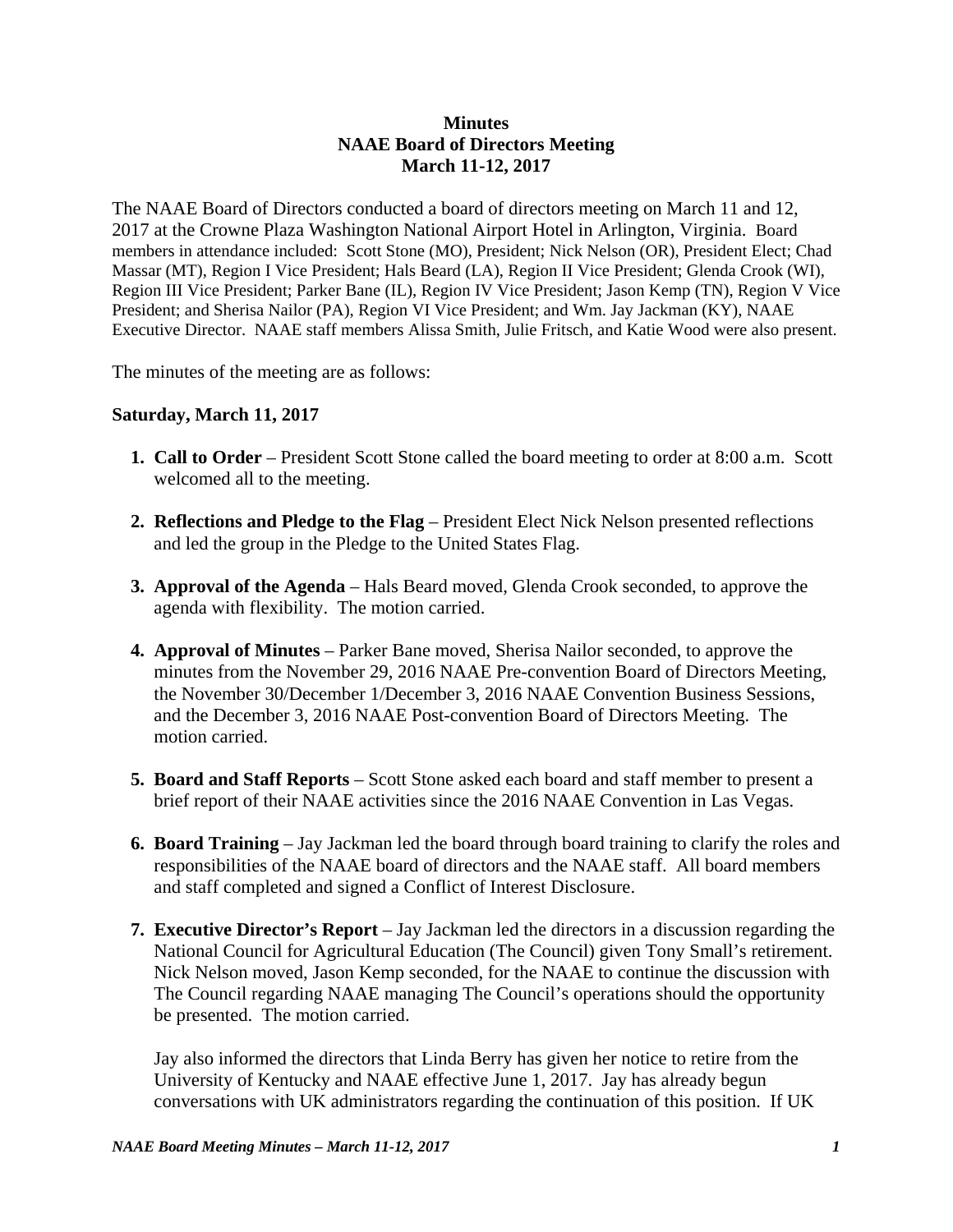**Minutes**
**NAAE Board of Directors Meeting**
**March 11-12, 2017**

The NAAE Board of Directors conducted a board of directors meeting on March 11 and 12, 2017 at the Crowne Plaza Washington National Airport Hotel in Arlington, Virginia. Board members in attendance included: Scott Stone (MO), President; Nick Nelson (OR), President Elect; Chad Massar (MT), Region I Vice President; Hals Beard (LA), Region II Vice President; Glenda Crook (WI), Region III Vice President; Parker Bane (IL), Region IV Vice President; Jason Kemp (TN), Region V Vice President; and Sherisa Nailor (PA), Region VI Vice President; and Wm. Jay Jackman (KY), NAAE Executive Director. NAAE staff members Alissa Smith, Julie Fritsch, and Katie Wood were also present.

The minutes of the meeting are as follows:

**Saturday, March 11, 2017**

1. **Call to Order** – President Scott Stone called the board meeting to order at 8:00 a.m. Scott welcomed all to the meeting.

2. **Reflections and Pledge to the Flag** – President Elect Nick Nelson presented reflections and led the group in the Pledge to the United States Flag.

3. **Approval of the Agenda** – Hals Beard moved, Glenda Crook seconded, to approve the agenda with flexibility. The motion carried.

4. **Approval of Minutes** – Parker Bane moved, Sherisa Nailor seconded, to approve the minutes from the November 29, 2016 NAAE Pre-convention Board of Directors Meeting, the November 30/December 1/December 3, 2016 NAAE Convention Business Sessions, and the December 3, 2016 NAAE Post-convention Board of Directors Meeting. The motion carried.

5. **Board and Staff Reports** – Scott Stone asked each board and staff member to present a brief report of their NAAE activities since the 2016 NAAE Convention in Las Vegas.

6. **Board Training** – Jay Jackman led the board through board training to clarify the roles and responsibilities of the NAAE board of directors and the NAAE staff. All board members and staff completed and signed a Conflict of Interest Disclosure.

7. **Executive Director's Report** – Jay Jackman led the directors in a discussion regarding the National Council for Agricultural Education (The Council) given Tony Small's retirement. Nick Nelson moved, Jason Kemp seconded, for the NAAE to continue the discussion with The Council regarding NAAE managing The Council's operations should the opportunity be presented. The motion carried.

   Jay also informed the directors that Linda Berry has given her notice to retire from the University of Kentucky and NAAE effective June 1, 2017. Jay has already begun conversations with UK administrators regarding the continuation of this position. If UK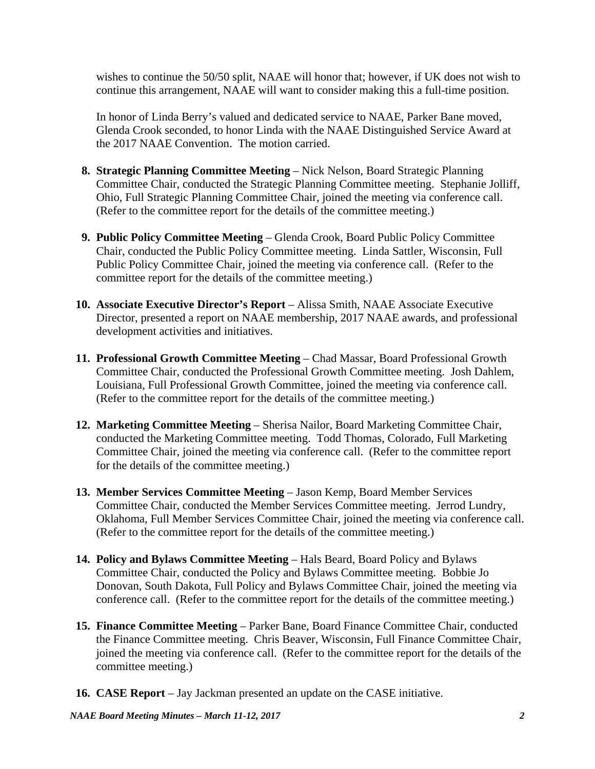wishes to continue the 50/50 split, NAAE will honor that; however, if UK does not wish to continue this arrangement, NAAE will want to consider making this a full-time position.

In honor of Linda Berry's valued and dedicated service to NAAE, Parker Bane moved, Glenda Crook seconded, to honor Linda with the NAAE Distinguished Service Award at the 2017 NAAE Convention. The motion carried.

8. **Strategic Planning Committee Meeting** – Nick Nelson, Board Strategic Planning Committee Chair, conducted the Strategic Planning Committee meeting. Stephanie Jolliff, Ohio, Full Strategic Planning Committee Chair, joined the meeting via conference call. (Refer to the committee report for the details of the committee meeting.)

9. **Public Policy Committee Meeting** – Glenda Crook, Board Public Policy Committee Chair, conducted the Public Policy Committee meeting. Linda Sattler, Wisconsin, Full Public Policy Committee Chair, joined the meeting via conference call. (Refer to the committee report for the details of the committee meeting.)

10. **Associate Executive Director's Report** – Alissa Smith, NAAE Associate Executive Director, presented a report on NAAE membership, 2017 NAAE awards, and professional development activities and initiatives.

11. **Professional Growth Committee Meeting** – Chad Massar, Board Professional Growth Committee Chair, conducted the Professional Growth Committee meeting. Josh Dahlem, Louisiana, Full Professional Growth Committee, joined the meeting via conference call. (Refer to the committee report for the details of the committee meeting.)

12. **Marketing Committee Meeting** – Sherisa Nailor, Board Marketing Committee Chair, conducted the Marketing Committee meeting. Todd Thomas, Colorado, Full Marketing Committee Chair, joined the meeting via conference call. (Refer to the committee report for the details of the committee meeting.)

13. **Member Services Committee Meeting** – Jason Kemp, Board Member Services Committee Chair, conducted the Member Services Committee meeting. Jerrod Lundry, Oklahoma, Full Member Services Committee Chair, joined the meeting via conference call. (Refer to the committee report for the details of the committee meeting.)

14. **Policy and Bylaws Committee Meeting** – Hals Beard, Board Policy and Bylaws Committee Chair, conducted the Policy and Bylaws Committee meeting. Bobbie Jo Donovan, South Dakota, Full Policy and Bylaws Committee Chair, joined the meeting via conference call. (Refer to the committee report for the details of the committee meeting.)

15. **Finance Committee Meeting** – Parker Bane, Board Finance Committee Chair, conducted the Finance Committee meeting. Chris Beaver, Wisconsin, Full Finance Committee Chair, joined the meeting via conference call. (Refer to the committee report for the details of the committee meeting.)

16. **CASE Report** – Jay Jackman presented an update on the CASE initiative.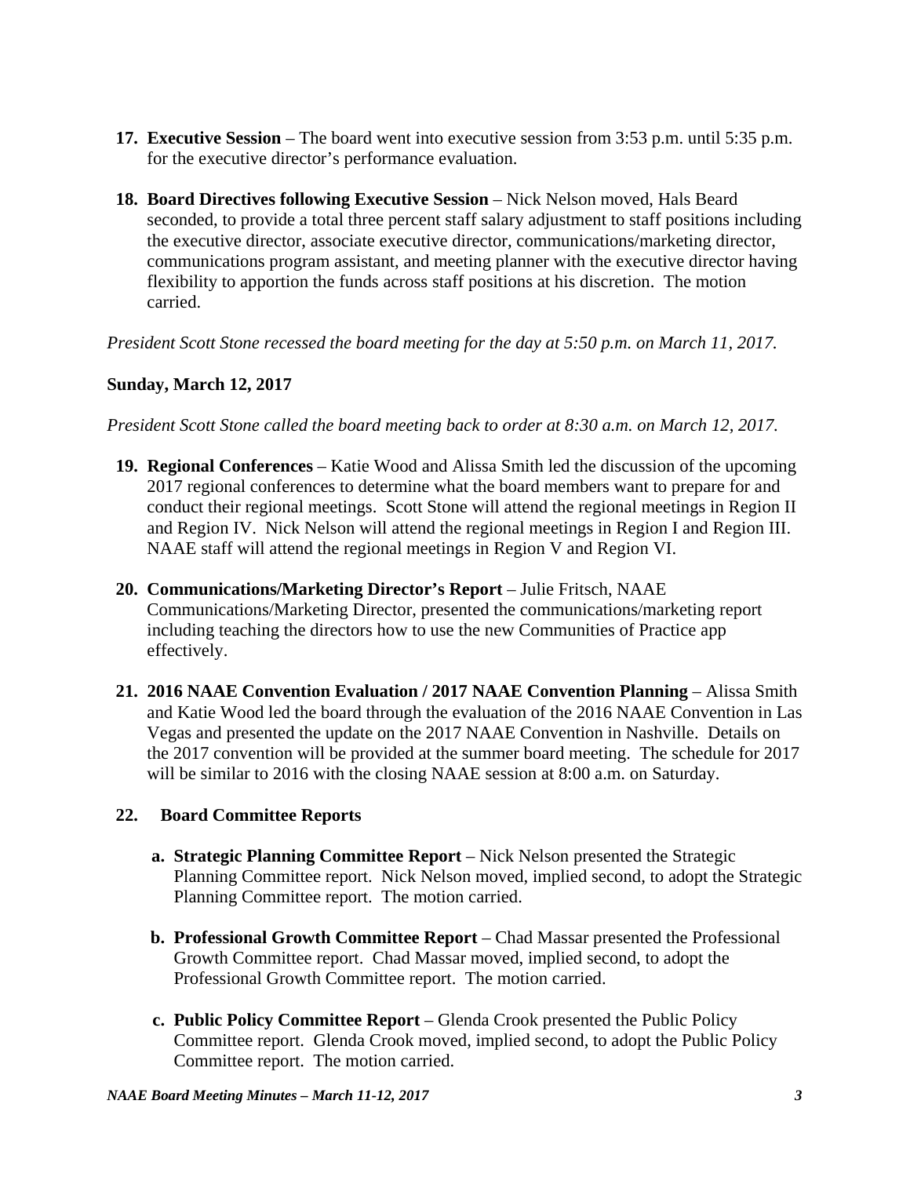17. **Executive Session** – The board went into executive session from 3:53 p.m. until 5:35 p.m. for the executive director's performance evaluation.

18. **Board Directives following Executive Session** – Nick Nelson moved, Hals Beard seconded, to provide a total three percent staff salary adjustment to staff positions including the executive director, associate executive director, communications/marketing director, communications program assistant, and meeting planner with the executive director having flexibility to apportion the funds across staff positions at his discretion. The motion carried.

*President Scott Stone recessed the board meeting for the day at 5:50 p.m. on March 11, 2017.*

**Sunday, March 12, 2017**

*President Scott Stone called the board meeting back to order at 8:30 a.m. on March 12, 2017.*

19. **Regional Conferences** – Katie Wood and Alissa Smith led the discussion of the upcoming 2017 regional conferences to determine what the board members want to prepare for and conduct their regional meetings. Scott Stone will attend the regional meetings in Region II and Region IV. Nick Nelson will attend the regional meetings in Region I and Region III. NAAE staff will attend the regional meetings in Region V and Region VI.

20. **Communications/Marketing Director's Report** – Julie Fritsch, NAAE Communications/Marketing Director, presented the communications/marketing report including teaching the directors how to use the new Communities of Practice app effectively.

21. **2016 NAAE Convention Evaluation / 2017 NAAE Convention Planning** – Alissa Smith and Katie Wood led the board through the evaluation of the 2016 NAAE Convention in Las Vegas and presented the update on the 2017 NAAE Convention in Nashville. Details on the 2017 convention will be provided at the summer board meeting. The schedule for 2017 will be similar to 2016 with the closing NAAE session at 8:00 a.m. on Saturday.

22. **Board Committee Reports**

    a. **Strategic Planning Committee Report** – Nick Nelson presented the Strategic Planning Committee report. Nick Nelson moved, implied second, to adopt the Strategic Planning Committee report. The motion carried.

    b. **Professional Growth Committee Report** – Chad Massar presented the Professional Growth Committee report. Chad Massar moved, implied second, to adopt the Professional Growth Committee report. The motion carried.

    c. **Public Policy Committee Report** – Glenda Crook presented the Public Policy Committee report. Glenda Crook moved, implied second, to adopt the Public Policy Committee report. The motion carried.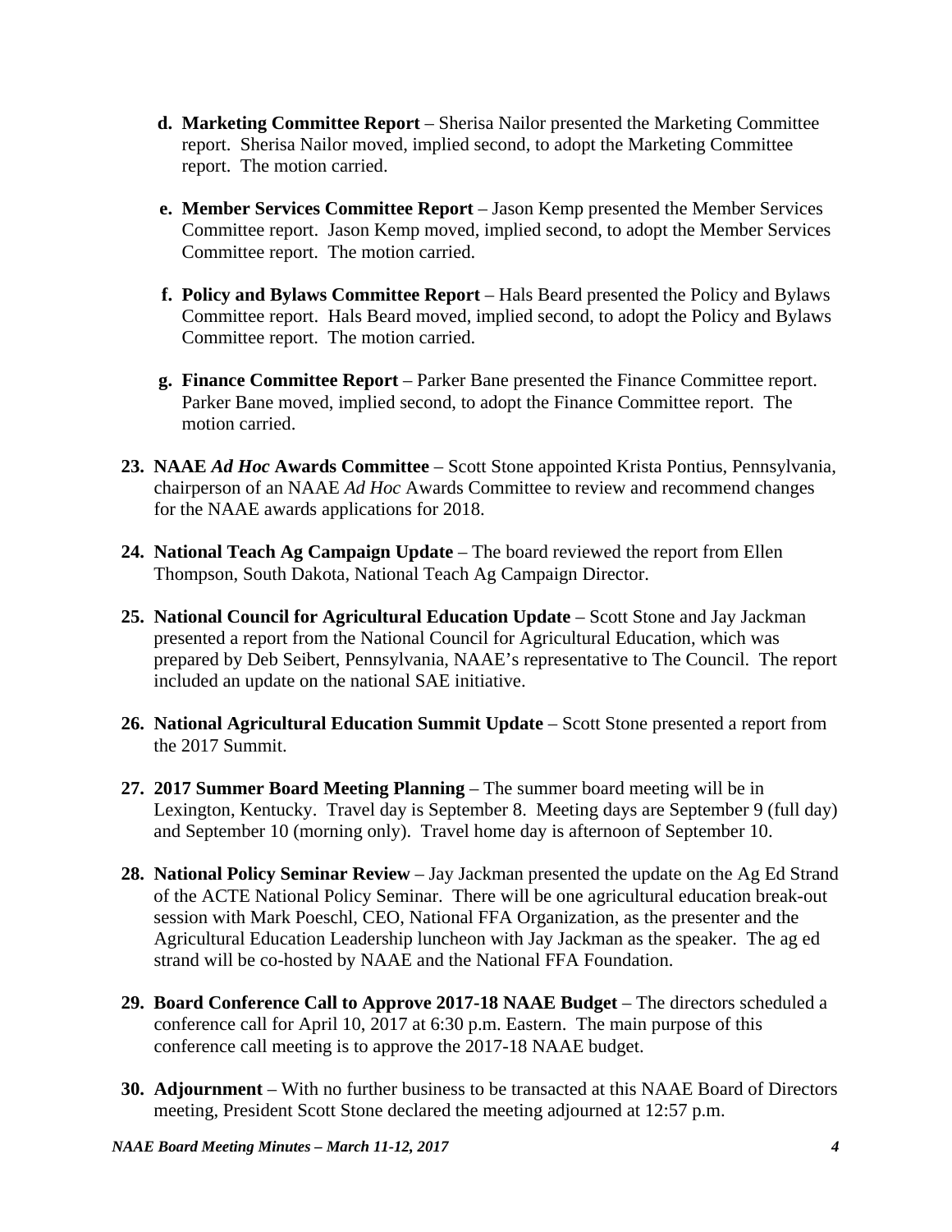d. **Marketing Committee Report** – Sherisa Nailor presented the Marketing Committee report. Sherisa Nailor moved, implied second, to adopt the Marketing Committee report. The motion carried.

e. **Member Services Committee Report** – Jason Kemp presented the Member Services Committee report. Jason Kemp moved, implied second, to adopt the Member Services Committee report. The motion carried.

f. **Policy and Bylaws Committee Report** – Hals Beard presented the Policy and Bylaws Committee report. Hals Beard moved, implied second, to adopt the Policy and Bylaws Committee report. The motion carried.

g. **Finance Committee Report** – Parker Bane presented the Finance Committee report. Parker Bane moved, implied second, to adopt the Finance Committee report. The motion carried.

23. **NAAE *Ad Hoc* Awards Committee** – Scott Stone appointed Krista Pontius, Pennsylvania, chairperson of an NAAE *Ad Hoc* Awards Committee to review and recommend changes for the NAAE awards applications for 2018.

24. **National Teach Ag Campaign Update** – The board reviewed the report from Ellen Thompson, South Dakota, National Teach Ag Campaign Director.

25. **National Council for Agricultural Education Update** – Scott Stone and Jay Jackman presented a report from the National Council for Agricultural Education, which was prepared by Deb Seibert, Pennsylvania, NAAE's representative to The Council. The report included an update on the national SAE initiative.

26. **National Agricultural Education Summit Update** – Scott Stone presented a report from the 2017 Summit.

27. **2017 Summer Board Meeting Planning** – The summer board meeting will be in Lexington, Kentucky. Travel day is September 8. Meeting days are September 9 (full day) and September 10 (morning only). Travel home day is afternoon of September 10.

28. **National Policy Seminar Review** – Jay Jackman presented the update on the Ag Ed Strand of the ACTE National Policy Seminar. There will be one agricultural education break-out session with Mark Poeschl, CEO, National FFA Organization, as the presenter and the Agricultural Education Leadership luncheon with Jay Jackman as the speaker. The ag ed strand will be co-hosted by NAAE and the National FFA Foundation.

29. **Board Conference Call to Approve 2017-18 NAAE Budget** – The directors scheduled a conference call for April 10, 2017 at 6:30 p.m. Eastern. The main purpose of this conference call meeting is to approve the 2017-18 NAAE budget.

30. **Adjournment** – With no further business to be transacted at this NAAE Board of Directors meeting, President Scott Stone declared the meeting adjourned at 12:57 p.m.